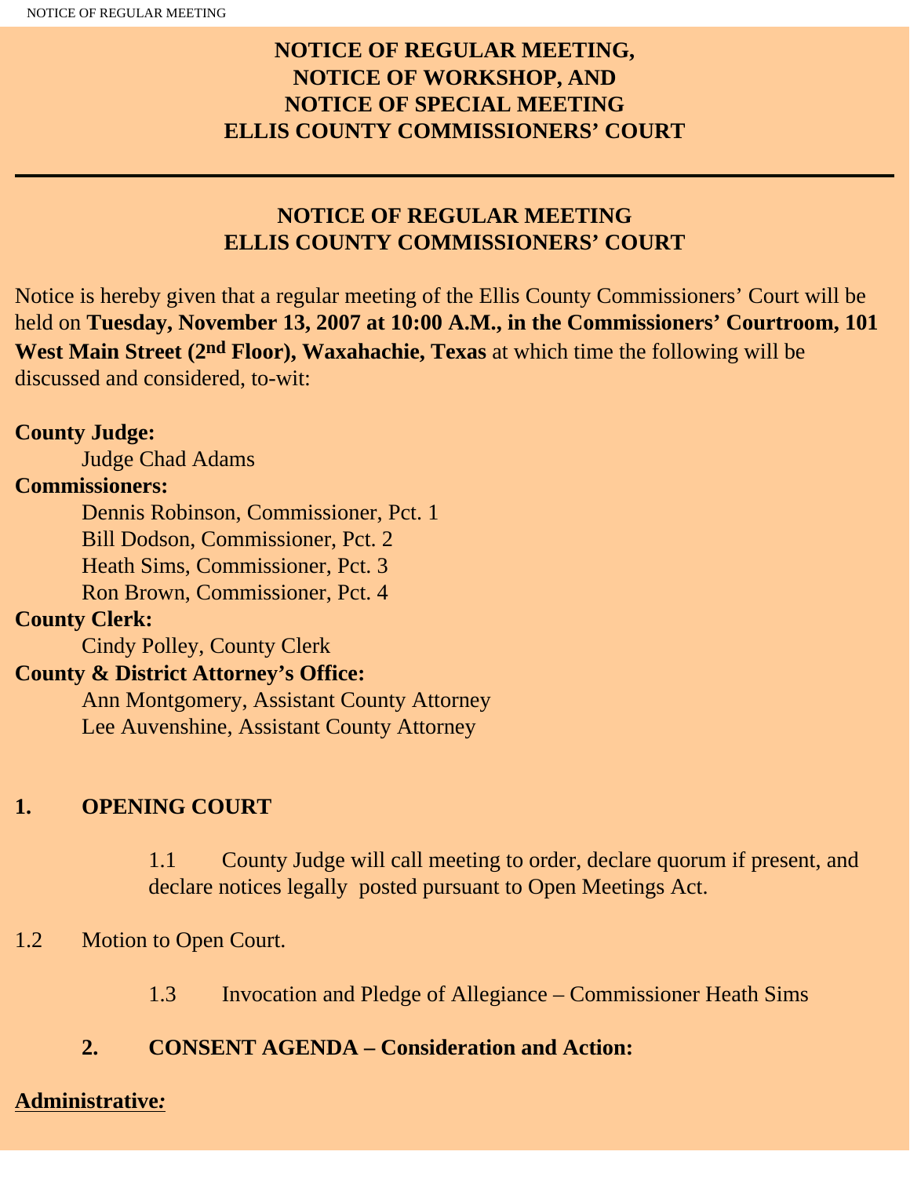# NOTICE OF REGULAR MEETING, NOTICE OF WORKSHOP, AND NOTICE OF SPECIAL MEETING ELLIS COUNTY COMMISSIONERS' COURT

---

## NOTICE OF REGULAR MEETING ELLIS COUNTY COMMISSIONERS' COURT

Notice is hereby given that a regular meeting of the Ellis County Commissioners' Court will be held on **Tuesday, November 13, 2007 at 10:00 A.M., in the Commissioners' Courtroom, 101 West Main Street (2nd Floor), Waxahachie, Texas** at which time the following will be discussed and considered, to-wit:

**County Judge:**
Judge Chad Adams

**Commissioners:**
Dennis Robinson, Commissioner, Pct. 1
Bill Dodson, Commissioner, Pct. 2
Heath Sims, Commissioner, Pct. 3
Ron Brown, Commissioner, Pct. 4

**County Clerk:**
Cindy Polley, County Clerk

**County & District Attorney's Office:**
Ann Montgomery, Assistant County Attorney
Lee Auvenshine, Assistant County Attorney

**1. OPENING COURT**

1.1 County Judge will call meeting to order, declare quorum if present, and declare notices legally posted pursuant to Open Meetings Act.

1.2 Motion to Open Court.

1.3 Invocation and Pledge of Allegiance – Commissioner Heath Sims

**2. CONSENT AGENDA – Consideration and Action:**

**Administrative:**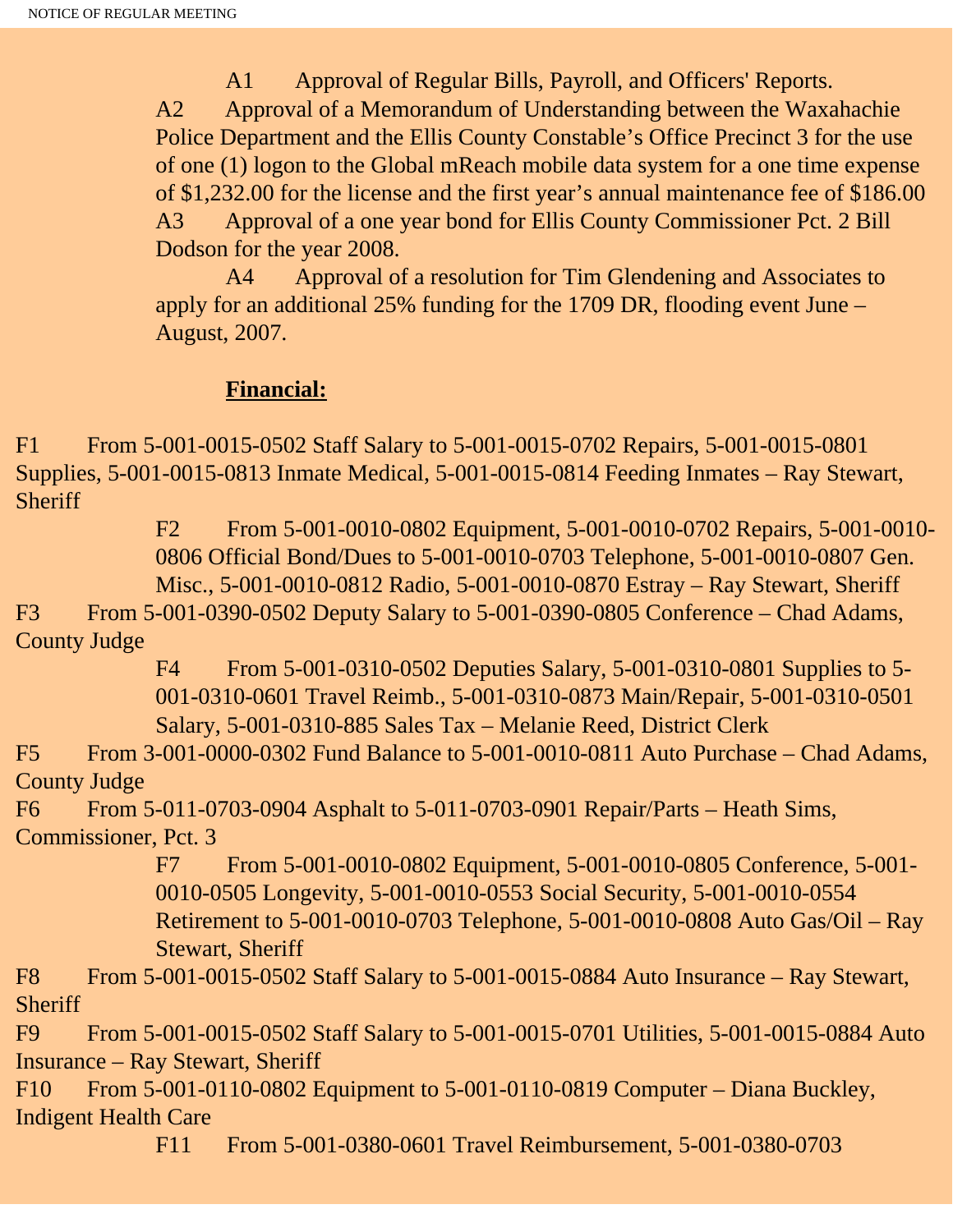A1 Approval of Regular Bills, Payroll, and Officers' Reports.

A2 Approval of a Memorandum of Understanding between the Waxahachie Police Department and the Ellis County Constable's Office Precinct 3 for the use of one (1) logon to the Global mReach mobile data system for a one time expense of $1,232.00 for the license and the first year's annual maintenance fee of $186.00

A3 Approval of a one year bond for Ellis County Commissioner Pct. 2 Bill Dodson for the year 2008.

A4 Approval of a resolution for Tim Glendening and Associates to apply for an additional 25% funding for the 1709 DR, flooding event June – August, 2007.

**Financial:**

F1 From 5-001-0015-0502 Staff Salary to 5-001-0015-0702 Repairs, 5-001-0015-0801 Supplies, 5-001-0015-0813 Inmate Medical, 5-001-0015-0814 Feeding Inmates – Ray Stewart, Sheriff

F2 From 5-001-0010-0802 Equipment, 5-001-0010-0702 Repairs, 5-001-0010-0806 Official Bond/Dues to 5-001-0010-0703 Telephone, 5-001-0010-0807 Gen. Misc., 5-001-0010-0812 Radio, 5-001-0010-0870 Estray – Ray Stewart, Sheriff

F3 From 5-001-0390-0502 Deputy Salary to 5-001-0390-0805 Conference – Chad Adams, County Judge

F4 From 5-001-0310-0502 Deputies Salary, 5-001-0310-0801 Supplies to 5-001-0310-0601 Travel Reimb., 5-001-0310-0873 Main/Repair, 5-001-0310-0501 Salary, 5-001-0310-885 Sales Tax – Melanie Reed, District Clerk

F5 From 3-001-0000-0302 Fund Balance to 5-001-0010-0811 Auto Purchase – Chad Adams, County Judge

F6 From 5-011-0703-0904 Asphalt to 5-011-0703-0901 Repair/Parts – Heath Sims, Commissioner, Pct. 3

F7 From 5-001-0010-0802 Equipment, 5-001-0010-0805 Conference, 5-001-0010-0505 Longevity, 5-001-0010-0553 Social Security, 5-001-0010-0554 Retirement to 5-001-0010-0703 Telephone, 5-001-0010-0808 Auto Gas/Oil – Ray Stewart, Sheriff

F8 From 5-001-0015-0502 Staff Salary to 5-001-0015-0884 Auto Insurance – Ray Stewart, Sheriff

F9 From 5-001-0015-0502 Staff Salary to 5-001-0015-0701 Utilities, 5-001-0015-0884 Auto Insurance – Ray Stewart, Sheriff

F10 From 5-001-0110-0802 Equipment to 5-001-0110-0819 Computer – Diana Buckley, Indigent Health Care

F11 From 5-001-0380-0601 Travel Reimbursement, 5-001-0380-0703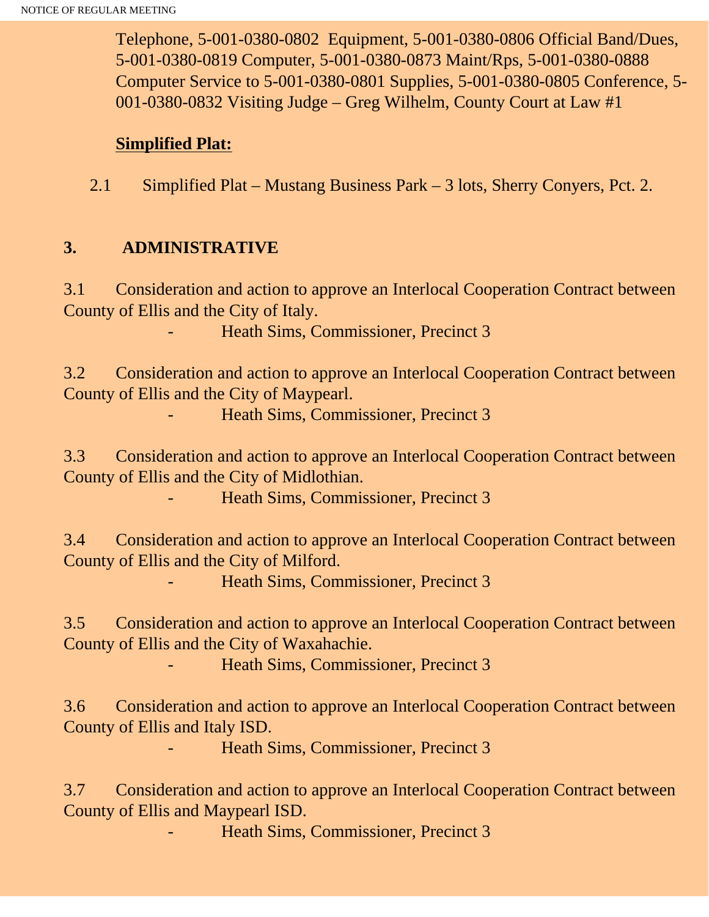Telephone, 5-001-0380-0802 Equipment, 5-001-0380-0806 Official Band/Dues, 5-001-0380-0819 Computer, 5-001-0380-0873 Maint/Rps, 5-001-0380-0888 Computer Service to 5-001-0380-0801 Supplies, 5-001-0380-0805 Conference, 5-001-0380-0832 Visiting Judge – Greg Wilhelm, County Court at Law #1

**Simplified Plat:**

2.1 Simplified Plat – Mustang Business Park – 3 lots, Sherry Conyers, Pct. 2.

## 3. ADMINISTRATIVE

3.1 Consideration and action to approve an Interlocal Cooperation Contract between County of Ellis and the City of Italy.

- Heath Sims, Commissioner, Precinct 3

3.2 Consideration and action to approve an Interlocal Cooperation Contract between County of Ellis and the City of Maypearl.

- Heath Sims, Commissioner, Precinct 3

3.3 Consideration and action to approve an Interlocal Cooperation Contract between County of Ellis and the City of Midlothian.

- Heath Sims, Commissioner, Precinct 3

3.4 Consideration and action to approve an Interlocal Cooperation Contract between County of Ellis and the City of Milford.

- Heath Sims, Commissioner, Precinct 3

3.5 Consideration and action to approve an Interlocal Cooperation Contract between County of Ellis and the City of Waxahachie.

- Heath Sims, Commissioner, Precinct 3

3.6 Consideration and action to approve an Interlocal Cooperation Contract between County of Ellis and Italy ISD.

- Heath Sims, Commissioner, Precinct 3

3.7 Consideration and action to approve an Interlocal Cooperation Contract between County of Ellis and Maypearl ISD.

- Heath Sims, Commissioner, Precinct 3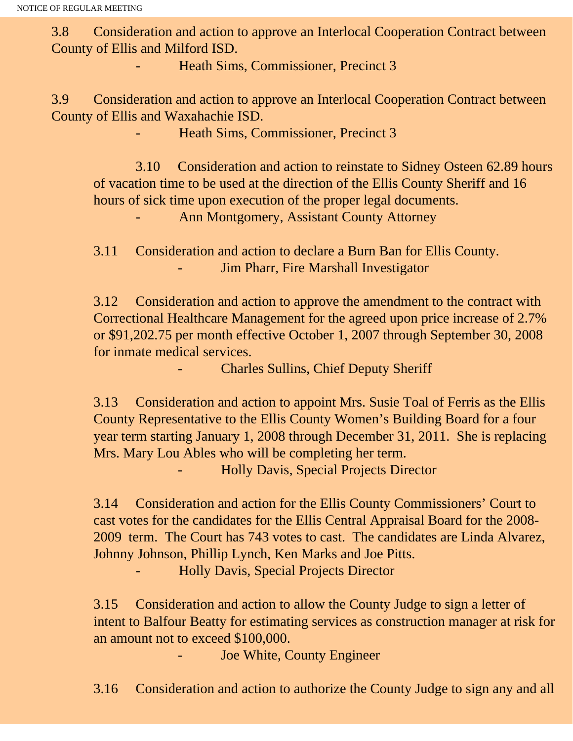3.8 Consideration and action to approve an Interlocal Cooperation Contract between County of Ellis and Milford ISD.

- Heath Sims, Commissioner, Precinct 3

3.9 Consideration and action to approve an Interlocal Cooperation Contract between County of Ellis and Waxahachie ISD.

- Heath Sims, Commissioner, Precinct 3

3.10 Consideration and action to reinstate to Sidney Osteen 62.89 hours of vacation time to be used at the direction of the Ellis County Sheriff and 16 hours of sick time upon execution of the proper legal documents.

- Ann Montgomery, Assistant County Attorney

3.11 Consideration and action to declare a Burn Ban for Ellis County.

- Jim Pharr, Fire Marshall Investigator

3.12 Consideration and action to approve the amendment to the contract with Correctional Healthcare Management for the agreed upon price increase of 2.7% or $91,202.75 per month effective October 1, 2007 through September 30, 2008 for inmate medical services.

- Charles Sullins, Chief Deputy Sheriff

3.13 Consideration and action to appoint Mrs. Susie Toal of Ferris as the Ellis County Representative to the Ellis County Women's Building Board for a four year term starting January 1, 2008 through December 31, 2011. She is replacing Mrs. Mary Lou Ables who will be completing her term.

- Holly Davis, Special Projects Director

3.14 Consideration and action for the Ellis County Commissioners' Court to cast votes for the candidates for the Ellis Central Appraisal Board for the 2008-2009 term. The Court has 743 votes to cast. The candidates are Linda Alvarez, Johnny Johnson, Phillip Lynch, Ken Marks and Joe Pitts.

- Holly Davis, Special Projects Director

3.15 Consideration and action to allow the County Judge to sign a letter of intent to Balfour Beatty for estimating services as construction manager at risk for an amount not to exceed $100,000.

- Joe White, County Engineer

3.16 Consideration and action to authorize the County Judge to sign any and all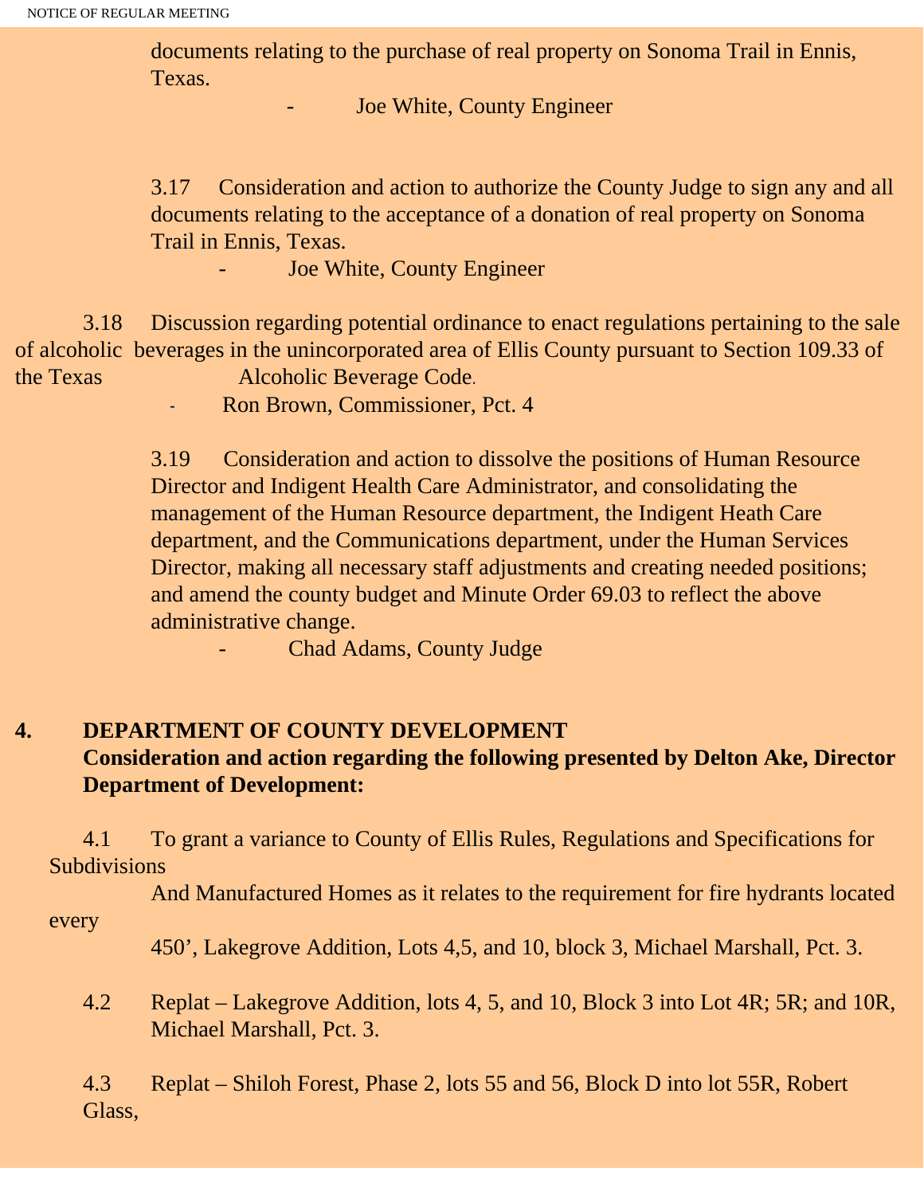documents relating to the purchase of real property on Sonoma Trail in Ennis, Texas.

- Joe White, County Engineer

3.17 Consideration and action to authorize the County Judge to sign any and all documents relating to the acceptance of a donation of real property on Sonoma Trail in Ennis, Texas.

- Joe White, County Engineer

3.18 Discussion regarding potential ordinance to enact regulations pertaining to the sale of alcoholic beverages in the unincorporated area of Ellis County pursuant to Section 109.33 of the Texas Alcoholic Beverage Code.

- Ron Brown, Commissioner, Pct. 4

3.19 Consideration and action to dissolve the positions of Human Resource Director and Indigent Health Care Administrator, and consolidating the management of the Human Resource department, the Indigent Heath Care department, and the Communications department, under the Human Services Director, making all necessary staff adjustments and creating needed positions; and amend the county budget and Minute Order 69.03 to reflect the above administrative change.

- Chad Adams, County Judge

**4. DEPARTMENT OF COUNTY DEVELOPMENT**
**Consideration and action regarding the following presented by Delton Ake, Director Department of Development:**

4.1 To grant a variance to County of Ellis Rules, Regulations and Specifications for Subdivisions And Manufactured Homes as it relates to the requirement for fire hydrants located every 450', Lakegrove Addition, Lots 4,5, and 10, block 3, Michael Marshall, Pct. 3.

4.2 Replat – Lakegrove Addition, lots 4, 5, and 10, Block 3 into Lot 4R; 5R; and 10R, Michael Marshall, Pct. 3.

4.3 Replat – Shiloh Forest, Phase 2, lots 55 and 56, Block D into lot 55R, Robert Glass,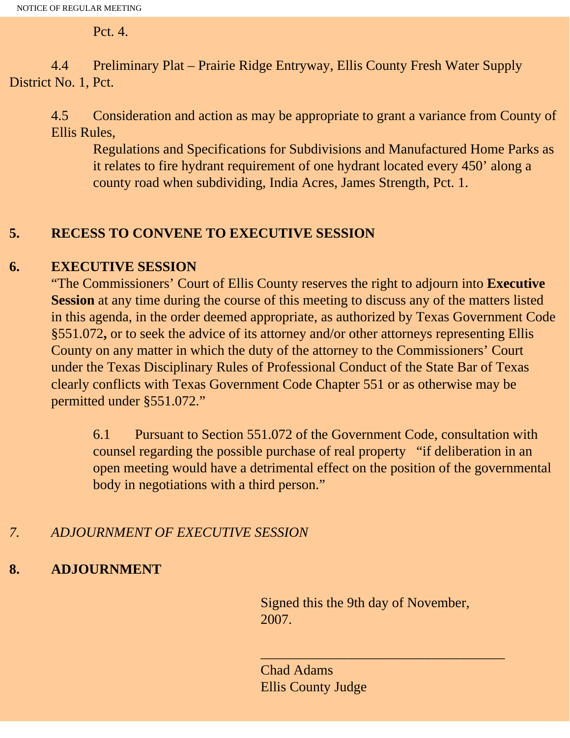Pct. 4.

4.4 Preliminary Plat – Prairie Ridge Entryway, Ellis County Fresh Water Supply District No. 1, Pct.

4.5 Consideration and action as may be appropriate to grant a variance from County of Ellis Rules, Regulations and Specifications for Subdivisions and Manufactured Home Parks as it relates to fire hydrant requirement of one hydrant located every 450' along a county road when subdividing, India Acres, James Strength, Pct. 1.

## 5. RECESS TO CONVENE TO EXECUTIVE SESSION

## 6. EXECUTIVE SESSION

"The Commissioners' Court of Ellis County reserves the right to adjourn into **Executive Session** at any time during the course of this meeting to discuss any of the matters listed in this agenda, in the order deemed appropriate, as authorized by Texas Government Code §551.072**,** or to seek the advice of its attorney and/or other attorneys representing Ellis County on any matter in which the duty of the attorney to the Commissioners' Court under the Texas Disciplinary Rules of Professional Conduct of the State Bar of Texas clearly conflicts with Texas Government Code Chapter 551 or as otherwise may be permitted under §551.072."

6.1 Pursuant to Section 551.072 of the Government Code, consultation with counsel regarding the possible purchase of real property "if deliberation in an open meeting would have a detrimental effect on the position of the governmental body in negotiations with a third person."

*7. ADJOURNMENT OF EXECUTIVE SESSION*

## 8. ADJOURNMENT

Signed this the 9th day of November, 2007.

___________________________________

Chad Adams
Ellis County Judge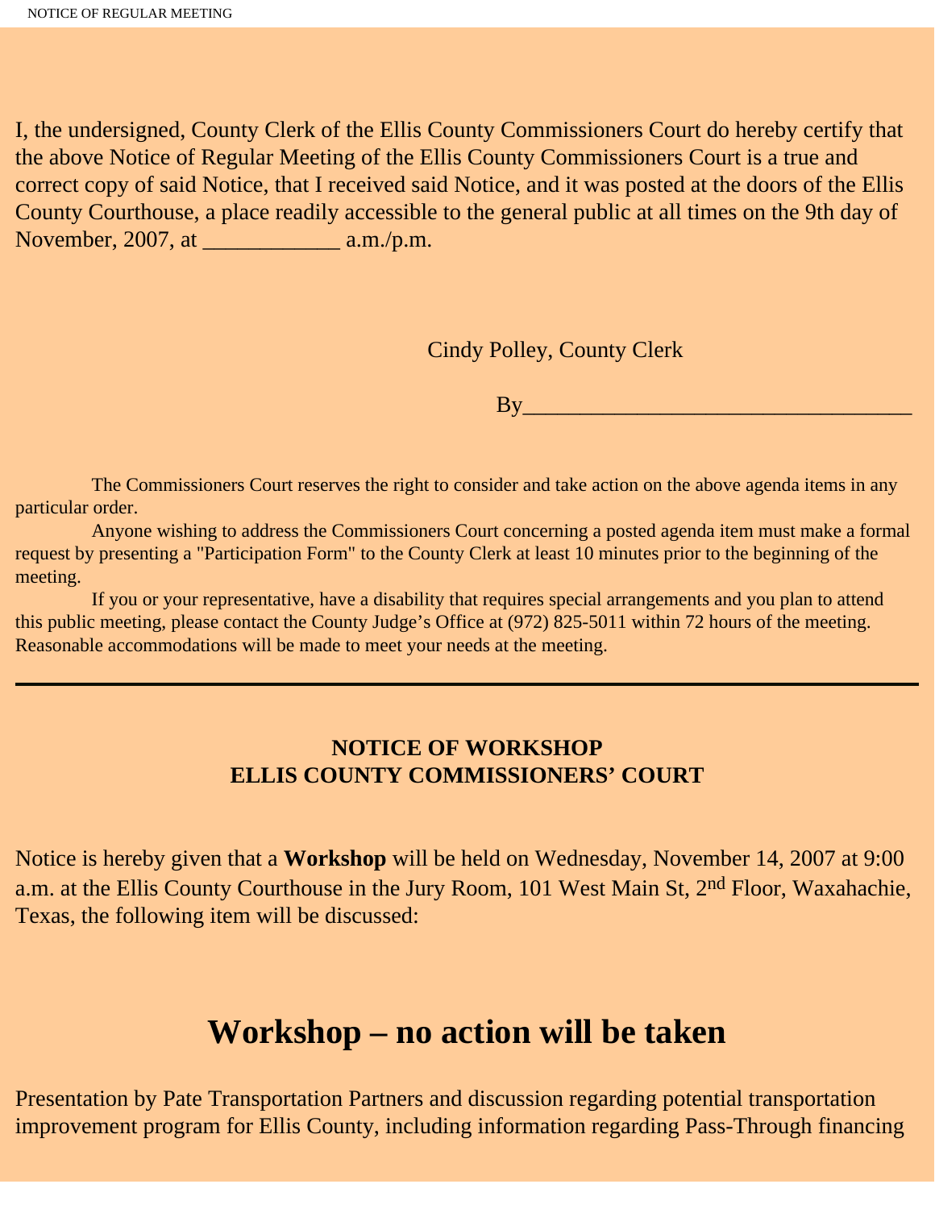I, the undersigned, County Clerk of the Ellis County Commissioners Court do hereby certify that the above Notice of Regular Meeting of the Ellis County Commissioners Court is a true and correct copy of said Notice, that I received said Notice, and it was posted at the doors of the Ellis County Courthouse, a place readily accessible to the general public at all times on the 9th day of November, 2007, at ____________ a.m./p.m.

Cindy Polley, County Clerk

By__________________________________

The Commissioners Court reserves the right to consider and take action on the above agenda items in any particular order.

Anyone wishing to address the Commissioners Court concerning a posted agenda item must make a formal request by presenting a "Participation Form" to the County Clerk at least 10 minutes prior to the beginning of the meeting.

If you or your representative, have a disability that requires special arrangements and you plan to attend this public meeting, please contact the County Judge's Office at (972) 825-5011 within 72 hours of the meeting. Reasonable accommodations will be made to meet your needs at the meeting.

---

**NOTICE OF WORKSHOP**
**ELLIS COUNTY COMMISSIONERS' COURT**

Notice is hereby given that a **Workshop** will be held on Wednesday, November 14, 2007 at 9:00 a.m. at the Ellis County Courthouse in the Jury Room, 101 West Main St, 2nd Floor, Waxahachie, Texas, the following item will be discussed:

# Workshop – no action will be taken

Presentation by Pate Transportation Partners and discussion regarding potential transportation improvement program for Ellis County, including information regarding Pass-Through financing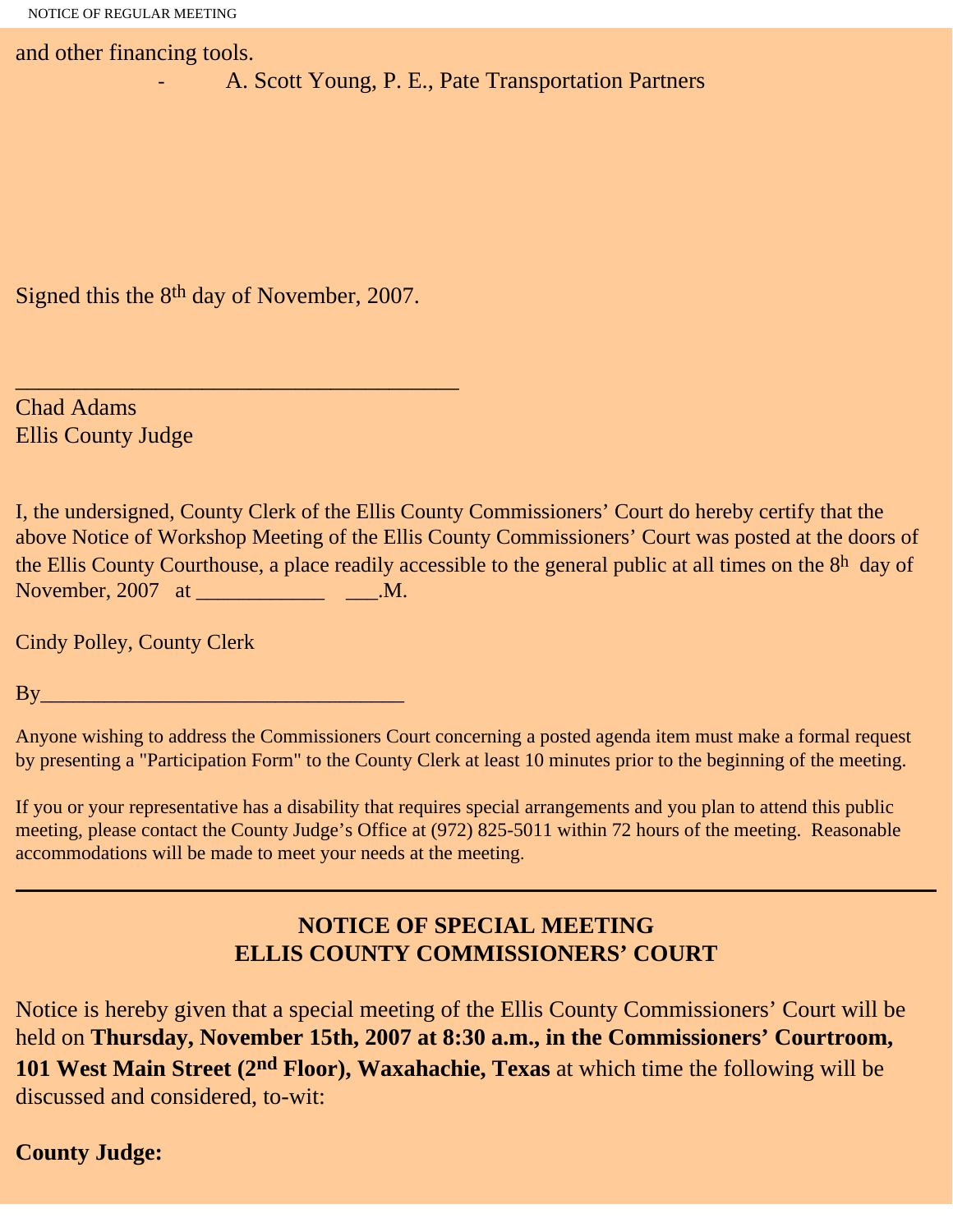and other financing tools.

- A. Scott Young, P. E., Pate Transportation Partners

Signed this the 8th day of November, 2007.

\_\_\_\_\_\_\_\_\_\_\_\_\_\_\_\_\_\_\_\_\_\_\_\_\_\_\_\_\_\_\_\_\_\_\_\_\_\_\_

Chad Adams
Ellis County Judge

I, the undersigned, County Clerk of the Ellis County Commissioners' Court do hereby certify that the above Notice of Workshop Meeting of the Ellis County Commissioners' Court was posted at the doors of the Ellis County Courthouse, a place readily accessible to the general public at all times on the 8h day of November, 2007 at \_\_\_\_\_\_\_\_\_\_\_\_ \_\_\_.M.

Cindy Polley, County Clerk

By\_\_\_\_\_\_\_\_\_\_\_\_\_\_\_\_\_\_\_\_\_\_\_\_\_\_\_\_\_\_\_\_\_\_

Anyone wishing to address the Commissioners Court concerning a posted agenda item must make a formal request by presenting a "Participation Form" to the County Clerk at least 10 minutes prior to the beginning of the meeting.

If you or your representative has a disability that requires special arrangements and you plan to attend this public meeting, please contact the County Judge's Office at (972) 825-5011 within 72 hours of the meeting. Reasonable accommodations will be made to meet your needs at the meeting.

---

## NOTICE OF SPECIAL MEETING
## ELLIS COUNTY COMMISSIONERS' COURT

Notice is hereby given that a special meeting of the Ellis County Commissioners' Court will be held on **Thursday, November 15th, 2007 at 8:30 a.m., in the Commissioners' Courtroom, 101 West Main Street (2nd Floor), Waxahachie, Texas** at which time the following will be discussed and considered, to-wit:

**County Judge:**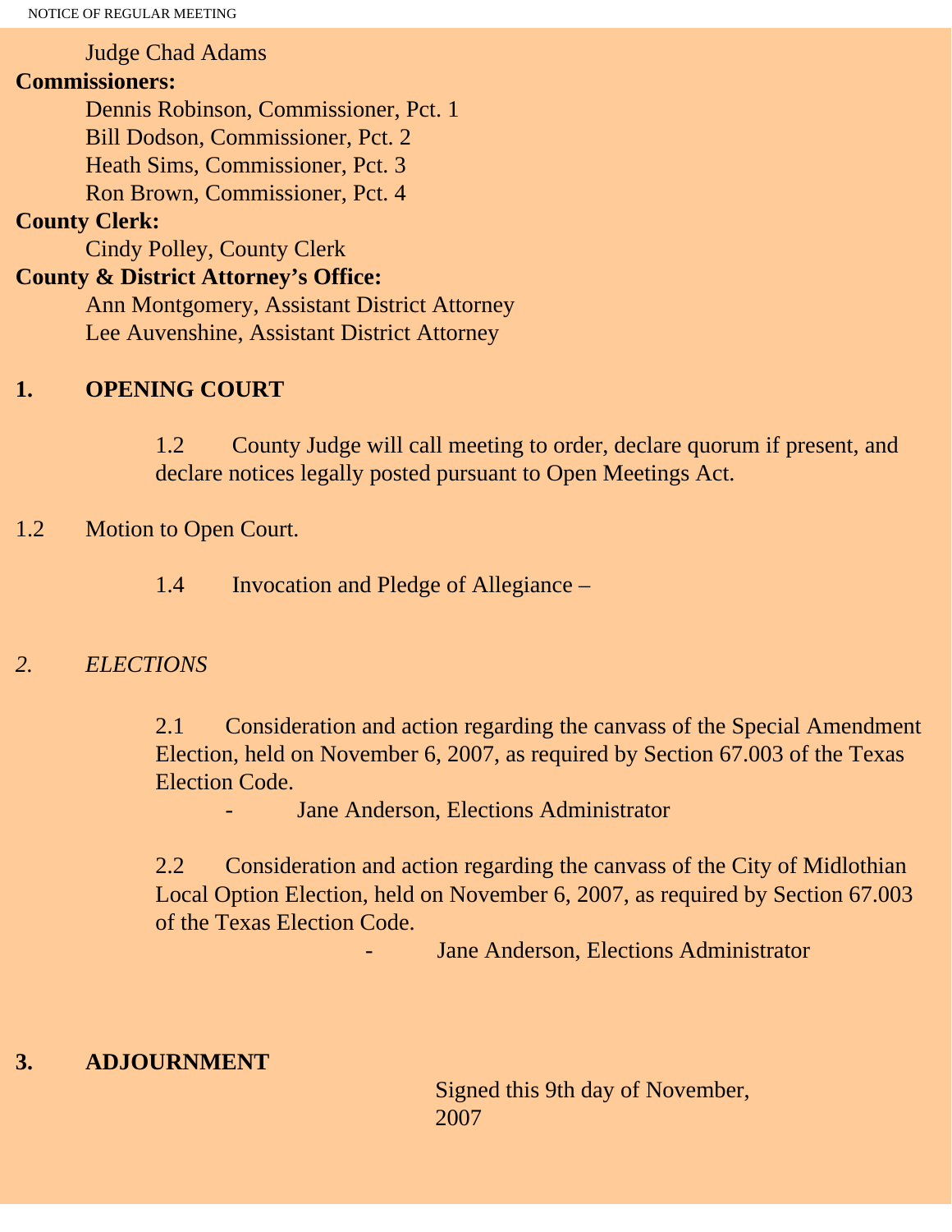Judge Chad Adams

**Commissioners:**

Dennis Robinson, Commissioner, Pct. 1
Bill Dodson, Commissioner, Pct. 2
Heath Sims, Commissioner, Pct. 3
Ron Brown, Commissioner, Pct. 4

**County Clerk:**

Cindy Polley, County Clerk

**County & District Attorney's Office:**

Ann Montgomery, Assistant District Attorney
Lee Auvenshine, Assistant District Attorney

## 1. OPENING COURT

1.2 County Judge will call meeting to order, declare quorum if present, and declare notices legally posted pursuant to Open Meetings Act.

1.2 Motion to Open Court.

1.4 Invocation and Pledge of Allegiance –

## *2. ELECTIONS*

2.1 Consideration and action regarding the canvass of the Special Amendment Election, held on November 6, 2007, as required by Section 67.003 of the Texas Election Code.

- Jane Anderson, Elections Administrator

2.2 Consideration and action regarding the canvass of the City of Midlothian Local Option Election, held on November 6, 2007, as required by Section 67.003 of the Texas Election Code.

- Jane Anderson, Elections Administrator

## 3. ADJOURNMENT

Signed this 9th day of November, 2007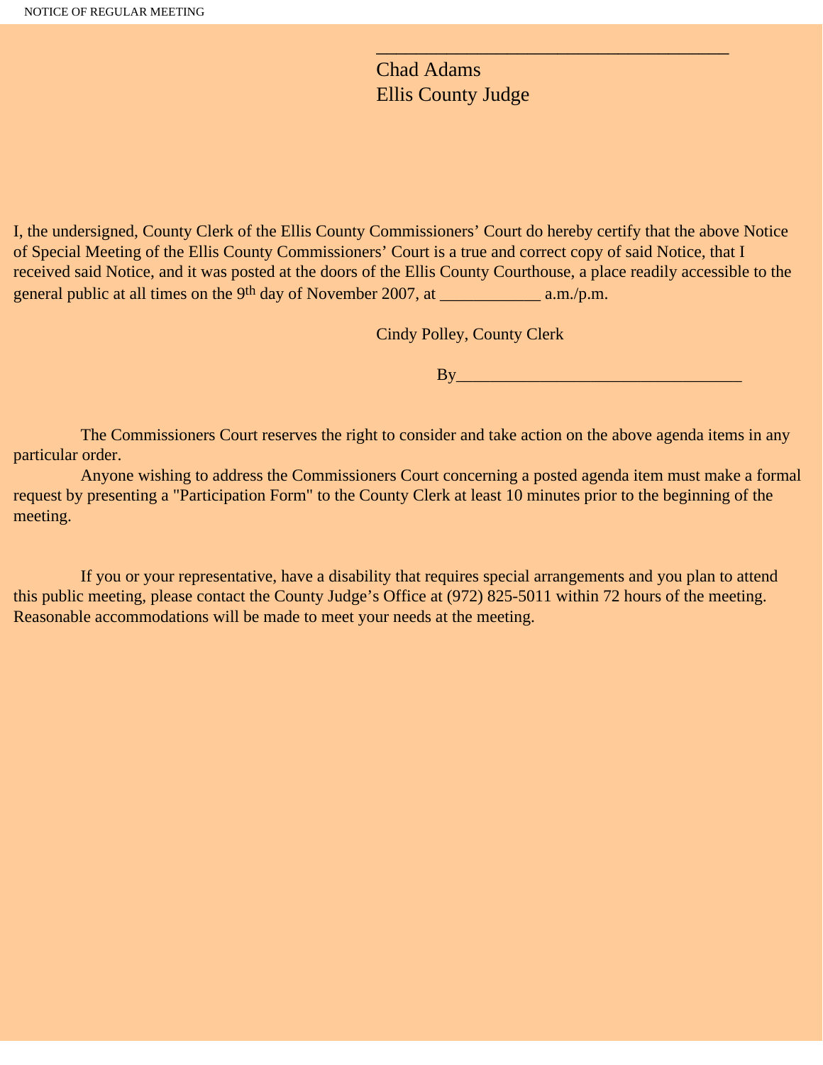______________________________________

Chad Adams
Ellis County Judge

I, the undersigned, County Clerk of the Ellis County Commissioners' Court do hereby certify that the above Notice of Special Meeting of the Ellis County Commissioners' Court is a true and correct copy of said Notice, that I received said Notice, and it was posted at the doors of the Ellis County Courthouse, a place readily accessible to the general public at all times on the 9th day of November 2007, at ____________ a.m./p.m.

Cindy Polley, County Clerk

By_________________________________

The Commissioners Court reserves the right to consider and take action on the above agenda items in any particular order.

Anyone wishing to address the Commissioners Court concerning a posted agenda item must make a formal request by presenting a "Participation Form" to the County Clerk at least 10 minutes prior to the beginning of the meeting.

If you or your representative, have a disability that requires special arrangements and you plan to attend this public meeting, please contact the County Judge's Office at (972) 825-5011 within 72 hours of the meeting. Reasonable accommodations will be made to meet your needs at the meeting.